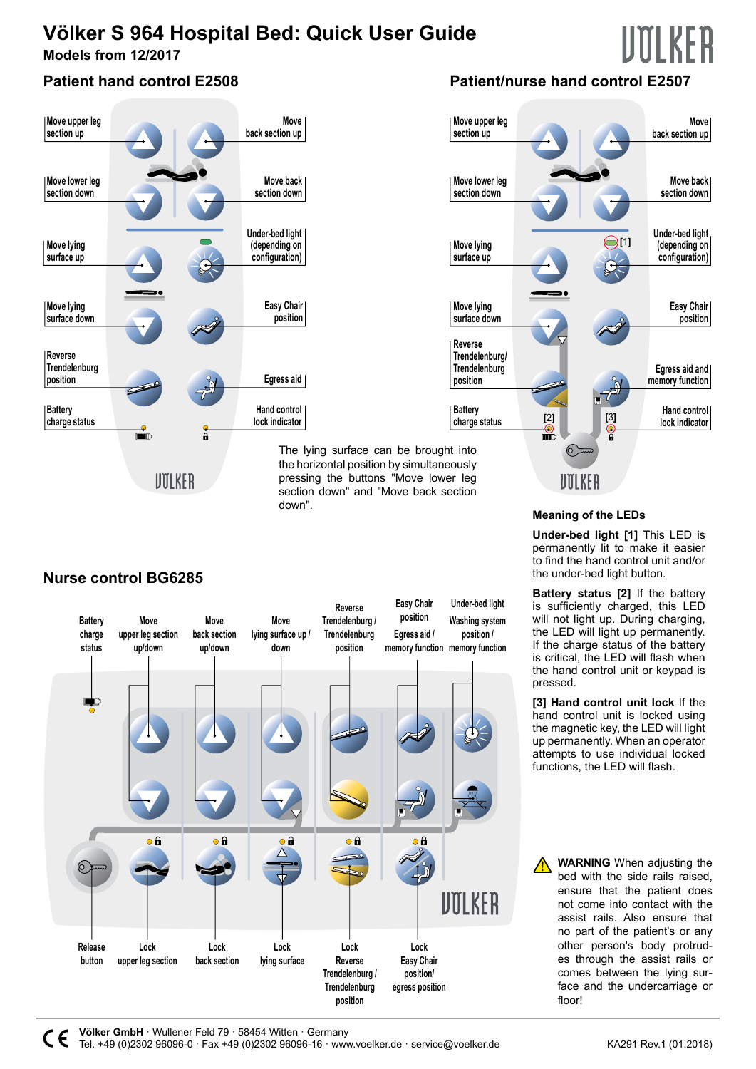# Völker S 964 Hospital Bed: Quick User Guide

**Models from 12/2017**

VÖLKER

## Patient hand control E2508

- Move upper leg section up
- Move back section up
- Move lower leg section down
- Move back section down
- Move lying surface up
- Under-bed light (depending on configuration)
- Move lying surface down
- Easy Chair position
- Reverse Trendelenburg position
- Egress aid
- Battery charge status
- Hand control lock indicator

The lying surface can be brought into the horizontal position by simultaneously pressing the buttons "Move lower leg section down" and "Move back section down".

## Patient/nurse hand control E2507

- Move upper leg section up
- Move back section up
- Move lower leg section down
- Move back section down
- Move lying surface up
- Under-bed light (depending on configuration) [1]
- Move lying surface down
- Easy Chair position
- Reverse Trendelenburg/ Trendelenburg position
- Egress aid and memory function
- Battery charge status [2]
- Hand control lock indicator [3]

### Meaning of the LEDs

**Under-bed light [1]** This LED is permanently lit to make it easier to find the hand control unit and/or the under-bed light button.

**Battery status [2]** If the battery is sufficiently charged, this LED will not light up. During charging, the LED will light up permanently. If the charge status of the battery is critical, the LED will flash when the hand control unit or keypad is pressed.

**[3] Hand control unit lock** If the hand control unit is locked using the magnetic key, the LED will light up permanently. When an operator attempts to use individual locked functions, the LED will flash.

## Nurse control BG6285

- Battery charge status
- Move upper leg section up/down
- Move back section up/down
- Move lying surface up / down
- Reverse Trendelenburg / Trendelenburg position
- Easy Chair position / Egress aid / memory function
- Under-bed light / Washing system position / memory function
- Release button
- Lock upper leg section
- Lock back section
- Lock lying surface
- Lock Reverse Trendelenburg / Trendelenburg position
- Lock Easy Chair position/ egress position

**WARNING** When adjusting the bed with the side rails raised, ensure that the patient does not come into contact with the assist rails. Also ensure that no part of the patient's or any other person's body protrudes through the assist rails or comes between the lying surface and the undercarriage or floor!

**Völker GmbH** · Wullener Feld 79 · 58454 Witten · Germany
Tel. +49 (0)2302 96096-0 · Fax +49 (0)2302 96096-16 · www.voelker.de · service@voelker.de

KA291 Rev.1 (01.2018)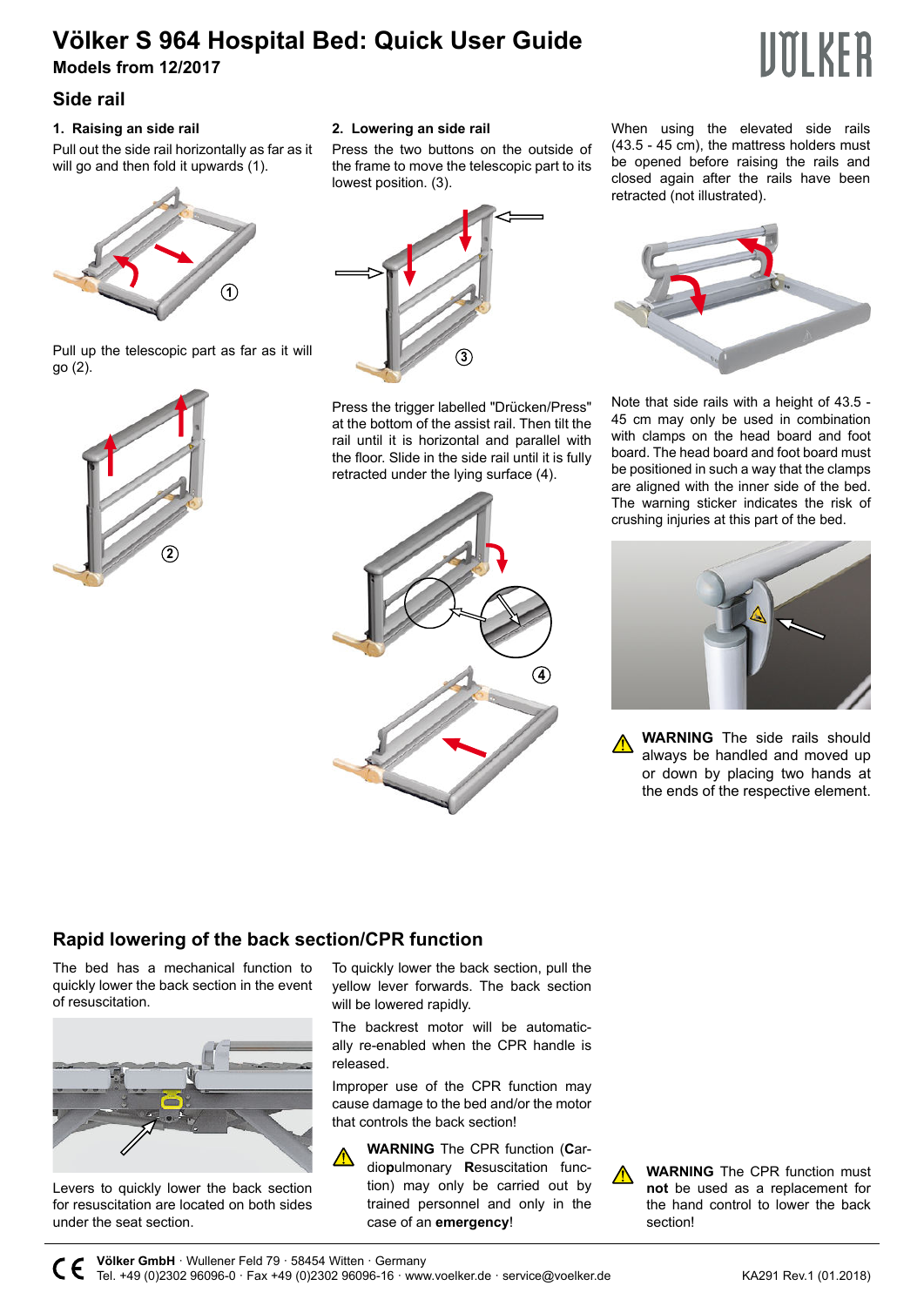# Völker S 964 Hospital Bed: Quick User Guide

**Models from 12/2017**

## Side rail

### 1. Raising an side rail

Pull out the side rail horizontally as far as it will go and then fold it upwards (1).

Pull up the telescopic part as far as it will go (2).

### 2. Lowering an side rail

Press the two buttons on the outside of the frame to move the telescopic part to its lowest position. (3).

Press the trigger labelled "Drücken/Press" at the bottom of the assist rail. Then tilt the rail until it is horizontal and parallel with the floor. Slide in the side rail until it is fully retracted under the lying surface (4).

When using the elevated side rails (43.5 - 45 cm), the mattress holders must be opened before raising the rails and closed again after the rails have been retracted (not illustrated).

Note that side rails with a height of 43.5 - 45 cm may only be used in combination with clamps on the head board and foot board. The head board and foot board must be positioned in such a way that the clamps are aligned with the inner side of the bed. The warning sticker indicates the risk of crushing injuries at this part of the bed.

**WARNING** The side rails should always be handled and moved up or down by placing two hands at the ends of the respective element.

## Rapid lowering of the back section/CPR function

The bed has a mechanical function to quickly lower the back section in the event of resuscitation.

Levers to quickly lower the back section for resuscitation are located on both sides under the seat section.

To quickly lower the back section, pull the yellow lever forwards. The back section will be lowered rapidly.

The backrest motor will be automatically re-enabled when the CPR handle is released.

Improper use of the CPR function may cause damage to the bed and/or the motor that controls the back section!

**WARNING** The CPR function (**C**ardio**p**ulmonary **R**esuscitation function) may only be carried out by trained personnel and only in the case of an **emergency**!

**WARNING** The CPR function must **not** be used as a replacement for the hand control to lower the back section!

**Völker GmbH** · Wullener Feld 79 · 58454 Witten · Germany
Tel. +49 (0)2302 96096-0 · Fax +49 (0)2302 96096-16 · www.voelker.de · service@voelker.de

KA291 Rev.1 (01.2018)